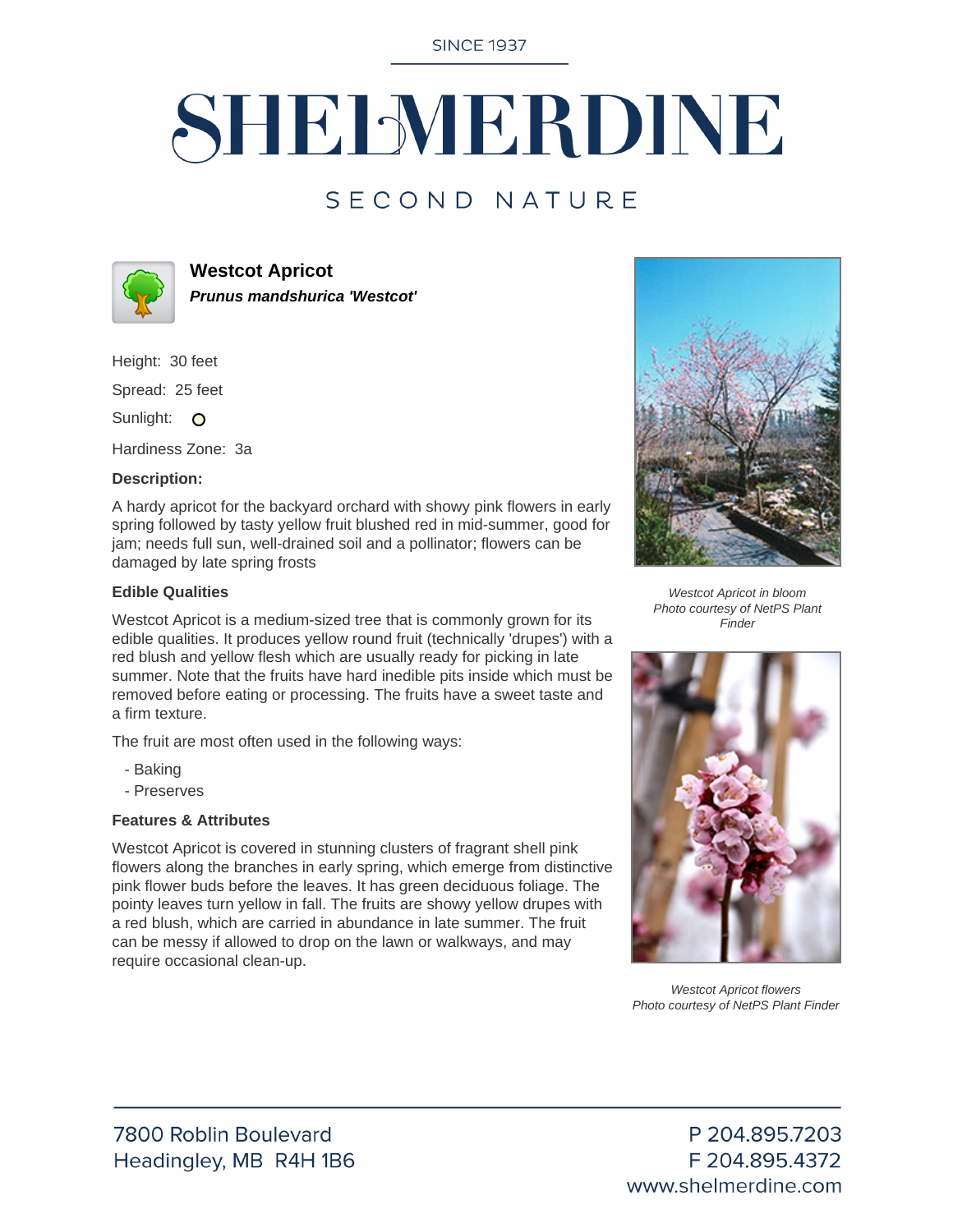SINCE 1937

# SHELMERDINE

SECOND NATURE

## Westcot Apricot

***Prunus mandshurica 'Westcot'***

Height: 30 feet

Spread: 25 feet

Sunlight: O

Hardiness Zone: 3a

**Description:**

A hardy apricot for the backyard orchard with showy pink flowers in early spring followed by tasty yellow fruit blushed red in mid-summer, good for jam; needs full sun, well-drained soil and a pollinator; flowers can be damaged by late spring frosts

**Edible Qualities**

Westcot Apricot is a medium-sized tree that is commonly grown for its edible qualities. It produces yellow round fruit (technically 'drupes') with a red blush and yellow flesh which are usually ready for picking in late summer. Note that the fruits have hard inedible pits inside which must be removed before eating or processing. The fruits have a sweet taste and a firm texture.

The fruit are most often used in the following ways:

- Baking
- Preserves

**Features & Attributes**

Westcot Apricot is covered in stunning clusters of fragrant shell pink flowers along the branches in early spring, which emerge from distinctive pink flower buds before the leaves. It has green deciduous foliage. The pointy leaves turn yellow in fall. The fruits are showy yellow drupes with a red blush, which are carried in abundance in late summer. The fruit can be messy if allowed to drop on the lawn or walkways, and may require occasional clean-up.

*Westcot Apricot in bloom*
*Photo courtesy of NetPS Plant Finder*

*Westcot Apricot flowers*
*Photo courtesy of NetPS Plant Finder*

7800 Roblin Boulevard
Headingley, MB R4H 1B6

P 204.895.7203
F 204.895.4372
www.shelmerdine.com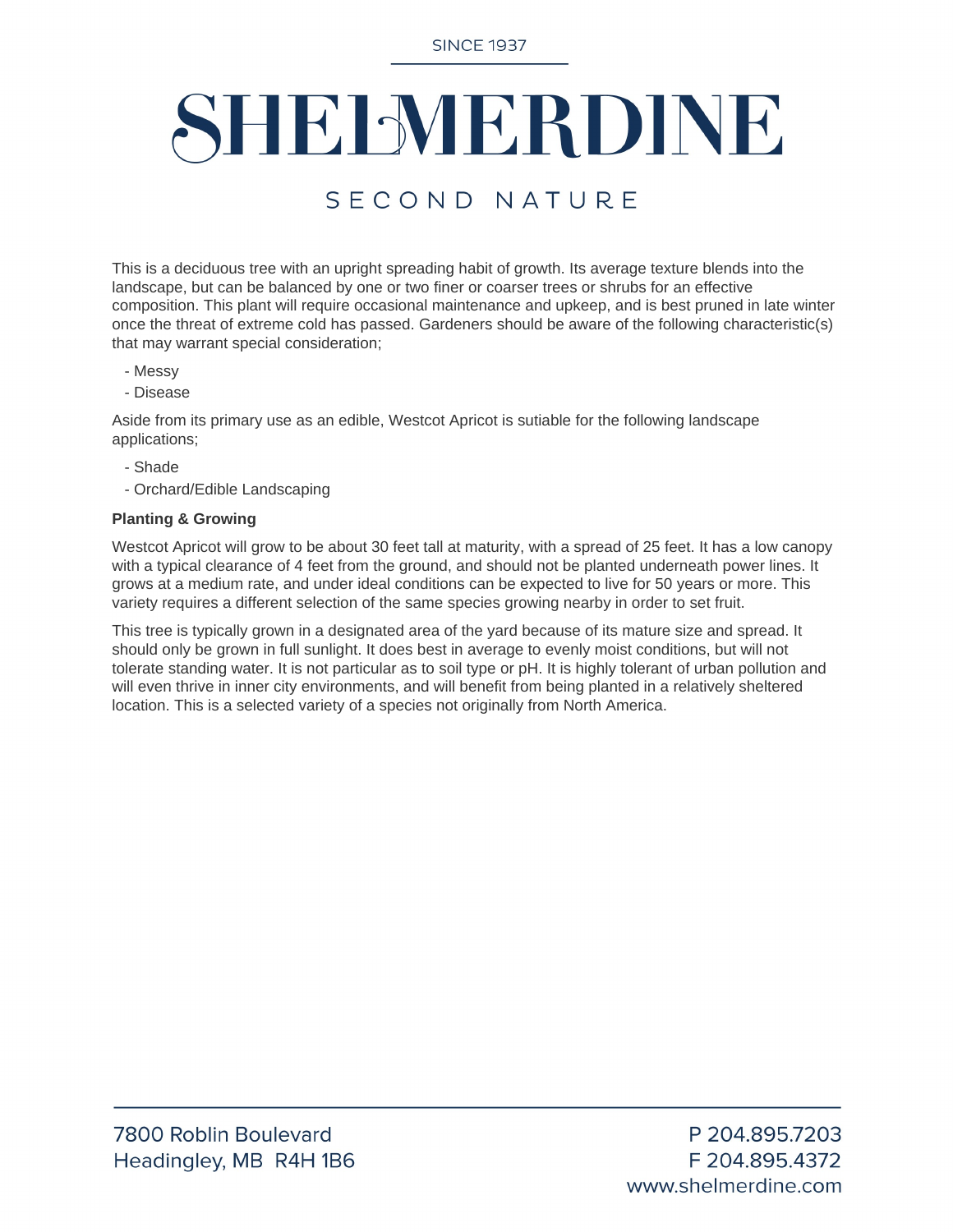This is a deciduous tree with an upright spreading habit of growth. Its average texture blends into the landscape, but can be balanced by one or two finer or coarser trees or shrubs for an effective composition. This plant will require occasional maintenance and upkeep, and is best pruned in late winter once the threat of extreme cold has passed. Gardeners should be aware of the following characteristic(s) that may warrant special consideration;

- Messy
- Disease

Aside from its primary use as an edible, Westcot Apricot is sutiable for the following landscape applications;

- Shade
- Orchard/Edible Landscaping

**Planting & Growing**

Westcot Apricot will grow to be about 30 feet tall at maturity, with a spread of 25 feet. It has a low canopy with a typical clearance of 4 feet from the ground, and should not be planted underneath power lines. It grows at a medium rate, and under ideal conditions can be expected to live for 50 years or more. This variety requires a different selection of the same species growing nearby in order to set fruit.

This tree is typically grown in a designated area of the yard because of its mature size and spread. It should only be grown in full sunlight. It does best in average to evenly moist conditions, but will not tolerate standing water. It is not particular as to soil type or pH. It is highly tolerant of urban pollution and will even thrive in inner city environments, and will benefit from being planted in a relatively sheltered location. This is a selected variety of a species not originally from North America.